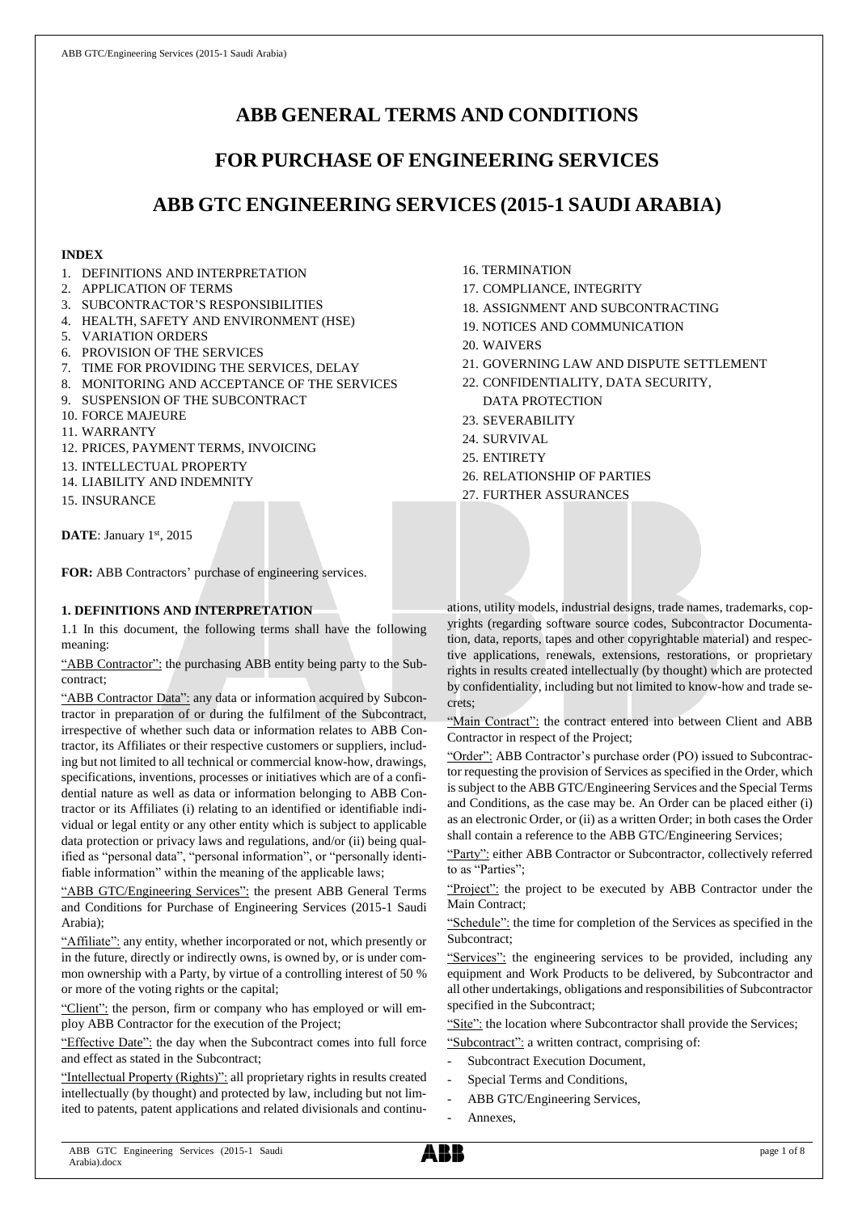# ABB GENERAL TERMS AND CONDITIONS

# FOR PURCHASE OF ENGINEERING SERVICES

# ABB GTC ENGINEERING SERVICES (2015-1 SAUDI ARABIA)

**INDEX**

1. DEFINITIONS AND INTERPRETATION
2. APPLICATION OF TERMS
3. SUBCONTRACTOR'S RESPONSIBILITIES
4. HEALTH, SAFETY AND ENVIRONMENT (HSE)
5. VARIATION ORDERS
6. PROVISION OF THE SERVICES
7. TIME FOR PROVIDING THE SERVICES, DELAY
8. MONITORING AND ACCEPTANCE OF THE SERVICES
9. SUSPENSION OF THE SUBCONTRACT
10. FORCE MAJEURE
11. WARRANTY
12. PRICES, PAYMENT TERMS, INVOICING
13. INTELLECTUAL PROPERTY
14. LIABILITY AND INDEMNITY
15. INSURANCE
16. TERMINATION
17. COMPLIANCE, INTEGRITY
18. ASSIGNMENT AND SUBCONTRACTING
19. NOTICES AND COMMUNICATION
20. WAIVERS
21. GOVERNING LAW AND DISPUTE SETTLEMENT
22. CONFIDENTIALITY, DATA SECURITY, DATA PROTECTION
23. SEVERABILITY
24. SURVIVAL
25. ENTIRETY
26. RELATIONSHIP OF PARTIES
27. FURTHER ASSURANCES

**DATE**: January 1st, 2015

**FOR:** ABB Contractors' purchase of engineering services.

## 1. DEFINITIONS AND INTERPRETATION

1.1 In this document, the following terms shall have the following meaning:

"ABB Contractor": the purchasing ABB entity being party to the Subcontract;

"ABB Contractor Data": any data or information acquired by Subcontractor in preparation of or during the fulfilment of the Subcontract, irrespective of whether such data or information relates to ABB Contractor, its Affiliates or their respective customers or suppliers, including but not limited to all technical or commercial know-how, drawings, specifications, inventions, processes or initiatives which are of a confidential nature as well as data or information belonging to ABB Contractor or its Affiliates (i) relating to an identified or identifiable individual or legal entity or any other entity which is subject to applicable data protection or privacy laws and regulations, and/or (ii) being qualified as "personal data", "personal information", or "personally identifiable information" within the meaning of the applicable laws;

"ABB GTC/Engineering Services": the present ABB General Terms and Conditions for Purchase of Engineering Services (2015-1 Saudi Arabia);

"Affiliate": any entity, whether incorporated or not, which presently or in the future, directly or indirectly owns, is owned by, or is under common ownership with a Party, by virtue of a controlling interest of 50 % or more of the voting rights or the capital;

"Client": the person, firm or company who has employed or will employ ABB Contractor for the execution of the Project;

"Effective Date": the day when the Subcontract comes into full force and effect as stated in the Subcontract;

"Intellectual Property (Rights)": all proprietary rights in results created intellectually (by thought) and protected by law, including but not limited to patents, patent applications and related divisionals and continuations, utility models, industrial designs, trade names, trademarks, copyrights (regarding software source codes, Subcontractor Documentation, data, reports, tapes and other copyrightable material) and respective applications, renewals, extensions, restorations, or proprietary rights in results created intellectually (by thought) which are protected by confidentiality, including but not limited to know-how and trade secrets;

"Main Contract": the contract entered into between Client and ABB Contractor in respect of the Project;

"Order": ABB Contractor's purchase order (PO) issued to Subcontractor requesting the provision of Services as specified in the Order, which is subject to the ABB GTC/Engineering Services and the Special Terms and Conditions, as the case may be. An Order can be placed either (i) as an electronic Order, or (ii) as a written Order; in both cases the Order shall contain a reference to the ABB GTC/Engineering Services;

"Party": either ABB Contractor or Subcontractor, collectively referred to as "Parties";

"Project": the project to be executed by ABB Contractor under the Main Contract;

"Schedule": the time for completion of the Services as specified in the Subcontract;

"Services": the engineering services to be provided, including any equipment and Work Products to be delivered, by Subcontractor and all other undertakings, obligations and responsibilities of Subcontractor specified in the Subcontract;

"Site": the location where Subcontractor shall provide the Services;

"Subcontract": a written contract, comprising of:

- Subcontract Execution Document,
- Special Terms and Conditions,
- ABB GTC/Engineering Services,
- Annexes,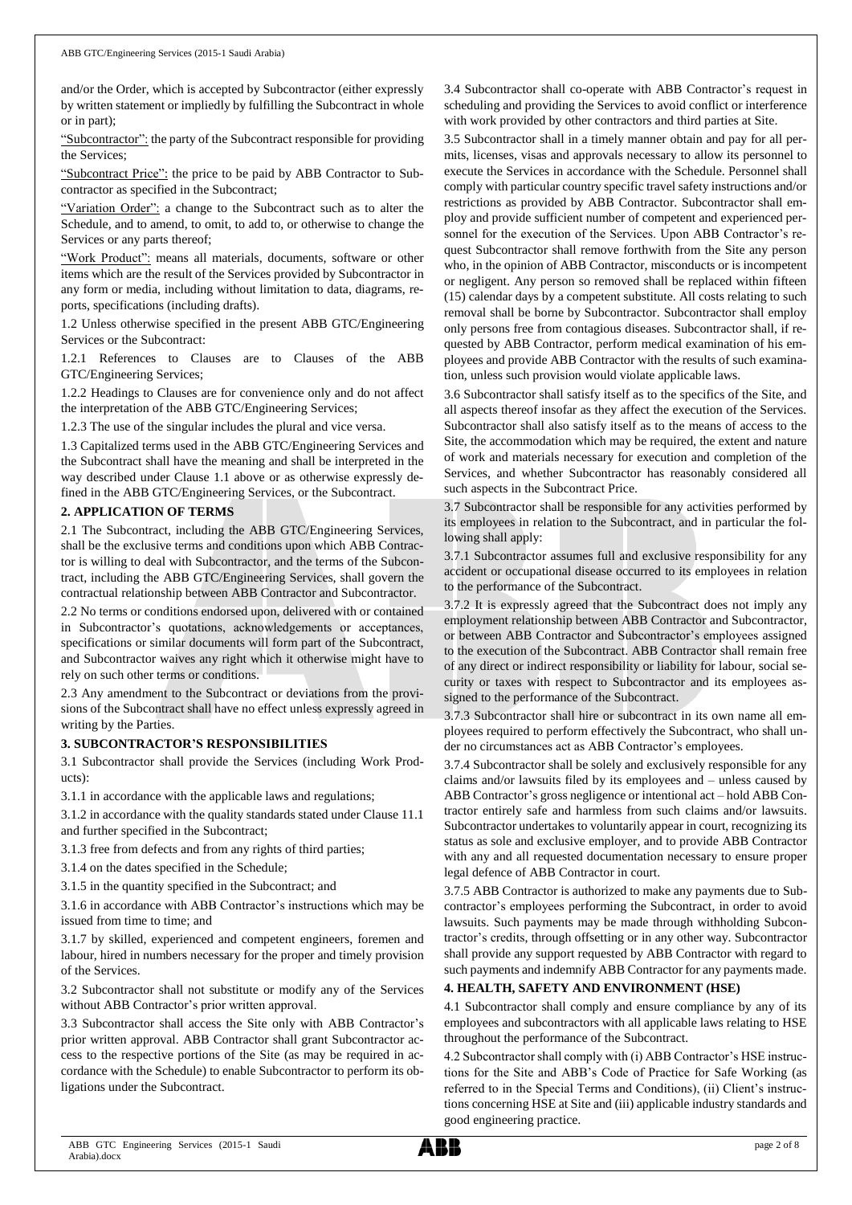and/or the Order, which is accepted by Subcontractor (either expressly by written statement or impliedly by fulfilling the Subcontract in whole or in part);

"Subcontractor": the party of the Subcontract responsible for providing the Services;

"Subcontract Price": the price to be paid by ABB Contractor to Subcontractor as specified in the Subcontract;

"Variation Order": a change to the Subcontract such as to alter the Schedule, and to amend, to omit, to add to, or otherwise to change the Services or any parts thereof;

"Work Product": means all materials, documents, software or other items which are the result of the Services provided by Subcontractor in any form or media, including without limitation to data, diagrams, reports, specifications (including drafts).

1.2 Unless otherwise specified in the present ABB GTC/Engineering Services or the Subcontract:

1.2.1 References to Clauses are to Clauses of the ABB GTC/Engineering Services;

1.2.2 Headings to Clauses are for convenience only and do not affect the interpretation of the ABB GTC/Engineering Services;

1.2.3 The use of the singular includes the plural and vice versa.

1.3 Capitalized terms used in the ABB GTC/Engineering Services and the Subcontract shall have the meaning and shall be interpreted in the way described under Clause 1.1 above or as otherwise expressly defined in the ABB GTC/Engineering Services, or the Subcontract.

## 2. APPLICATION OF TERMS

2.1 The Subcontract, including the ABB GTC/Engineering Services, shall be the exclusive terms and conditions upon which ABB Contractor is willing to deal with Subcontractor, and the terms of the Subcontract, including the ABB GTC/Engineering Services, shall govern the contractual relationship between ABB Contractor and Subcontractor.

2.2 No terms or conditions endorsed upon, delivered with or contained in Subcontractor's quotations, acknowledgements or acceptances, specifications or similar documents will form part of the Subcontract, and Subcontractor waives any right which it otherwise might have to rely on such other terms or conditions.

2.3 Any amendment to the Subcontract or deviations from the provisions of the Subcontract shall have no effect unless expressly agreed in writing by the Parties.

## 3. SUBCONTRACTOR'S RESPONSIBILITIES

3.1 Subcontractor shall provide the Services (including Work Products):

3.1.1 in accordance with the applicable laws and regulations;

3.1.2 in accordance with the quality standards stated under Clause 11.1 and further specified in the Subcontract;

3.1.3 free from defects and from any rights of third parties;

3.1.4 on the dates specified in the Schedule;

3.1.5 in the quantity specified in the Subcontract; and

3.1.6 in accordance with ABB Contractor's instructions which may be issued from time to time; and

3.1.7 by skilled, experienced and competent engineers, foremen and labour, hired in numbers necessary for the proper and timely provision of the Services.

3.2 Subcontractor shall not substitute or modify any of the Services without ABB Contractor's prior written approval.

3.3 Subcontractor shall access the Site only with ABB Contractor's prior written approval. ABB Contractor shall grant Subcontractor access to the respective portions of the Site (as may be required in accordance with the Schedule) to enable Subcontractor to perform its obligations under the Subcontract.

3.4 Subcontractor shall co-operate with ABB Contractor's request in scheduling and providing the Services to avoid conflict or interference with work provided by other contractors and third parties at Site.

3.5 Subcontractor shall in a timely manner obtain and pay for all permits, licenses, visas and approvals necessary to allow its personnel to execute the Services in accordance with the Schedule. Personnel shall comply with particular country specific travel safety instructions and/or restrictions as provided by ABB Contractor. Subcontractor shall employ and provide sufficient number of competent and experienced personnel for the execution of the Services. Upon ABB Contractor's request Subcontractor shall remove forthwith from the Site any person who, in the opinion of ABB Contractor, misconducts or is incompetent or negligent. Any person so removed shall be replaced within fifteen (15) calendar days by a competent substitute. All costs relating to such removal shall be borne by Subcontractor. Subcontractor shall employ only persons free from contagious diseases. Subcontractor shall, if requested by ABB Contractor, perform medical examination of his employees and provide ABB Contractor with the results of such examination, unless such provision would violate applicable laws.

3.6 Subcontractor shall satisfy itself as to the specifics of the Site, and all aspects thereof insofar as they affect the execution of the Services. Subcontractor shall also satisfy itself as to the means of access to the Site, the accommodation which may be required, the extent and nature of work and materials necessary for execution and completion of the Services, and whether Subcontractor has reasonably considered all such aspects in the Subcontract Price.

3.7 Subcontractor shall be responsible for any activities performed by its employees in relation to the Subcontract, and in particular the following shall apply:

3.7.1 Subcontractor assumes full and exclusive responsibility for any accident or occupational disease occurred to its employees in relation to the performance of the Subcontract.

3.7.2 It is expressly agreed that the Subcontract does not imply any employment relationship between ABB Contractor and Subcontractor, or between ABB Contractor and Subcontractor's employees assigned to the execution of the Subcontract. ABB Contractor shall remain free of any direct or indirect responsibility or liability for labour, social security or taxes with respect to Subcontractor and its employees assigned to the performance of the Subcontract.

3.7.3 Subcontractor shall hire or subcontract in its own name all employees required to perform effectively the Subcontract, who shall under no circumstances act as ABB Contractor's employees.

3.7.4 Subcontractor shall be solely and exclusively responsible for any claims and/or lawsuits filed by its employees and – unless caused by ABB Contractor's gross negligence or intentional act – hold ABB Contractor entirely safe and harmless from such claims and/or lawsuits. Subcontractor undertakes to voluntarily appear in court, recognizing its status as sole and exclusive employer, and to provide ABB Contractor with any and all requested documentation necessary to ensure proper legal defence of ABB Contractor in court.

3.7.5 ABB Contractor is authorized to make any payments due to Subcontractor's employees performing the Subcontract, in order to avoid lawsuits. Such payments may be made through withholding Subcontractor's credits, through offsetting or in any other way. Subcontractor shall provide any support requested by ABB Contractor with regard to such payments and indemnify ABB Contractor for any payments made.

## 4. HEALTH, SAFETY AND ENVIRONMENT (HSE)

4.1 Subcontractor shall comply and ensure compliance by any of its employees and subcontractors with all applicable laws relating to HSE throughout the performance of the Subcontract.

4.2 Subcontractor shall comply with (i) ABB Contractor's HSE instructions for the Site and ABB's Code of Practice for Safe Working (as referred to in the Special Terms and Conditions), (ii) Client's instructions concerning HSE at Site and (iii) applicable industry standards and good engineering practice.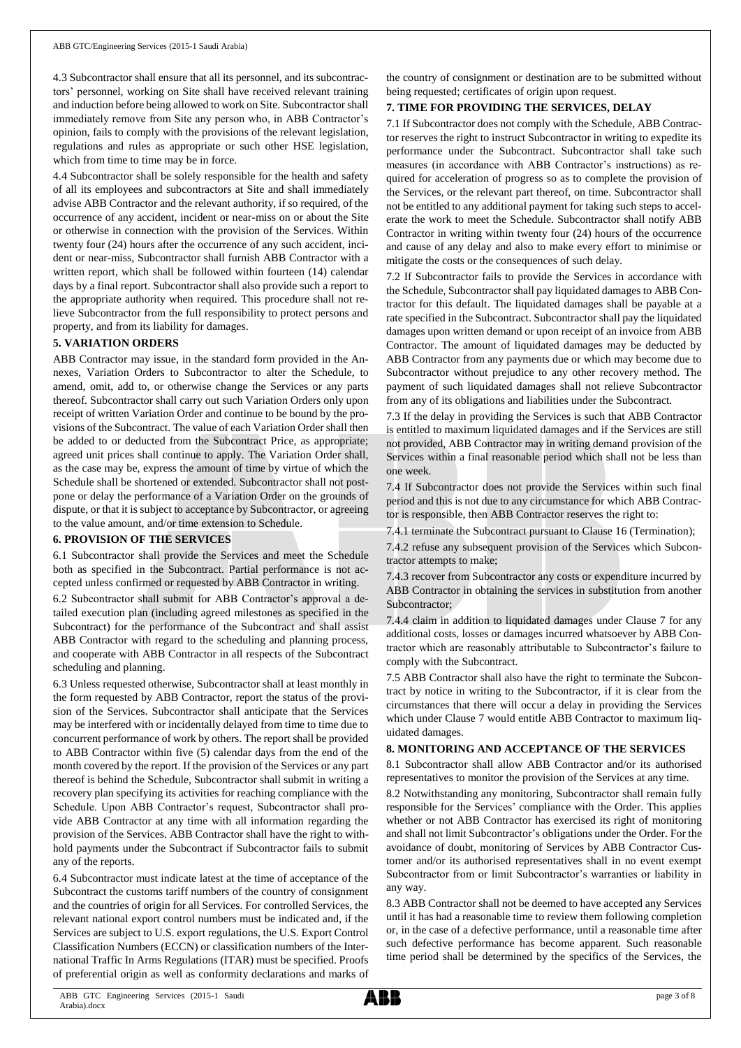4.3 Subcontractor shall ensure that all its personnel, and its subcontractors' personnel, working on Site shall have received relevant training and induction before being allowed to work on Site. Subcontractor shall immediately remove from Site any person who, in ABB Contractor's opinion, fails to comply with the provisions of the relevant legislation, regulations and rules as appropriate or such other HSE legislation, which from time to time may be in force.

4.4 Subcontractor shall be solely responsible for the health and safety of all its employees and subcontractors at Site and shall immediately advise ABB Contractor and the relevant authority, if so required, of the occurrence of any accident, incident or near-miss on or about the Site or otherwise in connection with the provision of the Services. Within twenty four (24) hours after the occurrence of any such accident, incident or near-miss, Subcontractor shall furnish ABB Contractor with a written report, which shall be followed within fourteen (14) calendar days by a final report. Subcontractor shall also provide such a report to the appropriate authority when required. This procedure shall not relieve Subcontractor from the full responsibility to protect persons and property, and from its liability for damages.

## 5. VARIATION ORDERS

ABB Contractor may issue, in the standard form provided in the Annexes, Variation Orders to Subcontractor to alter the Schedule, to amend, omit, add to, or otherwise change the Services or any parts thereof. Subcontractor shall carry out such Variation Orders only upon receipt of written Variation Order and continue to be bound by the provisions of the Subcontract. The value of each Variation Order shall then be added to or deducted from the Subcontract Price, as appropriate; agreed unit prices shall continue to apply. The Variation Order shall, as the case may be, express the amount of time by virtue of which the Schedule shall be shortened or extended. Subcontractor shall not postpone or delay the performance of a Variation Order on the grounds of dispute, or that it is subject to acceptance by Subcontractor, or agreeing to the value amount, and/or time extension to Schedule.

## 6. PROVISION OF THE SERVICES

6.1 Subcontractor shall provide the Services and meet the Schedule both as specified in the Subcontract. Partial performance is not accepted unless confirmed or requested by ABB Contractor in writing.

6.2 Subcontractor shall submit for ABB Contractor's approval a detailed execution plan (including agreed milestones as specified in the Subcontract) for the performance of the Subcontract and shall assist ABB Contractor with regard to the scheduling and planning process, and cooperate with ABB Contractor in all respects of the Subcontract scheduling and planning.

6.3 Unless requested otherwise, Subcontractor shall at least monthly in the form requested by ABB Contractor, report the status of the provision of the Services. Subcontractor shall anticipate that the Services may be interfered with or incidentally delayed from time to time due to concurrent performance of work by others. The report shall be provided to ABB Contractor within five (5) calendar days from the end of the month covered by the report. If the provision of the Services or any part thereof is behind the Schedule, Subcontractor shall submit in writing a recovery plan specifying its activities for reaching compliance with the Schedule. Upon ABB Contractor's request, Subcontractor shall provide ABB Contractor at any time with all information regarding the provision of the Services. ABB Contractor shall have the right to withhold payments under the Subcontract if Subcontractor fails to submit any of the reports.

6.4 Subcontractor must indicate latest at the time of acceptance of the Subcontract the customs tariff numbers of the country of consignment and the countries of origin for all Services. For controlled Services, the relevant national export control numbers must be indicated and, if the Services are subject to U.S. export regulations, the U.S. Export Control Classification Numbers (ECCN) or classification numbers of the International Traffic In Arms Regulations (ITAR) must be specified. Proofs of preferential origin as well as conformity declarations and marks of the country of consignment or destination are to be submitted without being requested; certificates of origin upon request.

## 7. TIME FOR PROVIDING THE SERVICES, DELAY

7.1 If Subcontractor does not comply with the Schedule, ABB Contractor reserves the right to instruct Subcontractor in writing to expedite its performance under the Subcontract. Subcontractor shall take such measures (in accordance with ABB Contractor's instructions) as required for acceleration of progress so as to complete the provision of the Services, or the relevant part thereof, on time. Subcontractor shall not be entitled to any additional payment for taking such steps to accelerate the work to meet the Schedule. Subcontractor shall notify ABB Contractor in writing within twenty four (24) hours of the occurrence and cause of any delay and also to make every effort to minimise or mitigate the costs or the consequences of such delay.

7.2 If Subcontractor fails to provide the Services in accordance with the Schedule, Subcontractor shall pay liquidated damages to ABB Contractor for this default. The liquidated damages shall be payable at a rate specified in the Subcontract. Subcontractor shall pay the liquidated damages upon written demand or upon receipt of an invoice from ABB Contractor. The amount of liquidated damages may be deducted by ABB Contractor from any payments due or which may become due to Subcontractor without prejudice to any other recovery method. The payment of such liquidated damages shall not relieve Subcontractor from any of its obligations and liabilities under the Subcontract.

7.3 If the delay in providing the Services is such that ABB Contractor is entitled to maximum liquidated damages and if the Services are still not provided, ABB Contractor may in writing demand provision of the Services within a final reasonable period which shall not be less than one week.

7.4 If Subcontractor does not provide the Services within such final period and this is not due to any circumstance for which ABB Contractor is responsible, then ABB Contractor reserves the right to:

7.4.1 terminate the Subcontract pursuant to Clause 16 (Termination);

7.4.2 refuse any subsequent provision of the Services which Subcontractor attempts to make;

7.4.3 recover from Subcontractor any costs or expenditure incurred by ABB Contractor in obtaining the services in substitution from another Subcontractor;

7.4.4 claim in addition to liquidated damages under Clause 7 for any additional costs, losses or damages incurred whatsoever by ABB Contractor which are reasonably attributable to Subcontractor's failure to comply with the Subcontract.

7.5 ABB Contractor shall also have the right to terminate the Subcontract by notice in writing to the Subcontractor, if it is clear from the circumstances that there will occur a delay in providing the Services which under Clause 7 would entitle ABB Contractor to maximum liquidated damages.

## 8. MONITORING AND ACCEPTANCE OF THE SERVICES

8.1 Subcontractor shall allow ABB Contractor and/or its authorised representatives to monitor the provision of the Services at any time.

8.2 Notwithstanding any monitoring, Subcontractor shall remain fully responsible for the Services' compliance with the Order. This applies whether or not ABB Contractor has exercised its right of monitoring and shall not limit Subcontractor's obligations under the Order. For the avoidance of doubt, monitoring of Services by ABB Contractor Customer and/or its authorised representatives shall in no event exempt Subcontractor from or limit Subcontractor's warranties or liability in any way.

8.3 ABB Contractor shall not be deemed to have accepted any Services until it has had a reasonable time to review them following completion or, in the case of a defective performance, until a reasonable time after such defective performance has become apparent. Such reasonable time period shall be determined by the specifics of the Services, the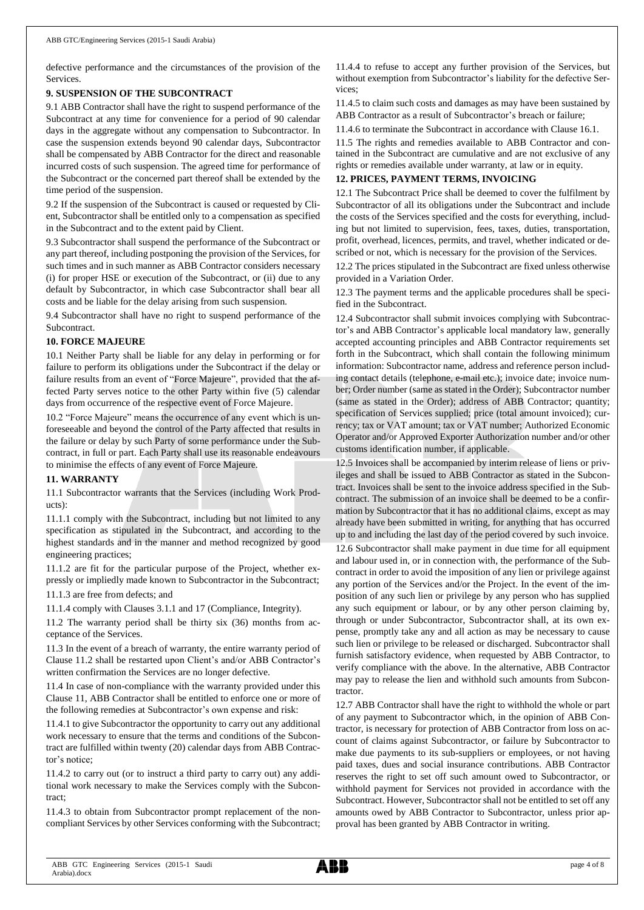defective performance and the circumstances of the provision of the Services.

## 9. SUSPENSION OF THE SUBCONTRACT

9.1 ABB Contractor shall have the right to suspend performance of the Subcontract at any time for convenience for a period of 90 calendar days in the aggregate without any compensation to Subcontractor. In case the suspension extends beyond 90 calendar days, Subcontractor shall be compensated by ABB Contractor for the direct and reasonable incurred costs of such suspension. The agreed time for performance of the Subcontract or the concerned part thereof shall be extended by the time period of the suspension.

9.2 If the suspension of the Subcontract is caused or requested by Client, Subcontractor shall be entitled only to a compensation as specified in the Subcontract and to the extent paid by Client.

9.3 Subcontractor shall suspend the performance of the Subcontract or any part thereof, including postponing the provision of the Services, for such times and in such manner as ABB Contractor considers necessary (i) for proper HSE or execution of the Subcontract, or (ii) due to any default by Subcontractor, in which case Subcontractor shall bear all costs and be liable for the delay arising from such suspension.

9.4 Subcontractor shall have no right to suspend performance of the Subcontract.

## 10. FORCE MAJEURE

10.1 Neither Party shall be liable for any delay in performing or for failure to perform its obligations under the Subcontract if the delay or failure results from an event of "Force Majeure", provided that the affected Party serves notice to the other Party within five (5) calendar days from occurrence of the respective event of Force Majeure.

10.2 "Force Majeure" means the occurrence of any event which is unforeseeable and beyond the control of the Party affected that results in the failure or delay by such Party of some performance under the Subcontract, in full or part. Each Party shall use its reasonable endeavours to minimise the effects of any event of Force Majeure.

## 11. WARRANTY

11.1 Subcontractor warrants that the Services (including Work Products):

11.1.1 comply with the Subcontract, including but not limited to any specification as stipulated in the Subcontract, and according to the highest standards and in the manner and method recognized by good engineering practices;

11.1.2 are fit for the particular purpose of the Project, whether expressly or impliedly made known to Subcontractor in the Subcontract;

11.1.3 are free from defects; and

11.1.4 comply with Clauses 3.1.1 and 17 (Compliance, Integrity).

11.2 The warranty period shall be thirty six (36) months from acceptance of the Services.

11.3 In the event of a breach of warranty, the entire warranty period of Clause 11.2 shall be restarted upon Client's and/or ABB Contractor's written confirmation the Services are no longer defective.

11.4 In case of non-compliance with the warranty provided under this Clause 11, ABB Contractor shall be entitled to enforce one or more of the following remedies at Subcontractor's own expense and risk:

11.4.1 to give Subcontractor the opportunity to carry out any additional work necessary to ensure that the terms and conditions of the Subcontract are fulfilled within twenty (20) calendar days from ABB Contractor's notice;

11.4.2 to carry out (or to instruct a third party to carry out) any additional work necessary to make the Services comply with the Subcontract;

11.4.3 to obtain from Subcontractor prompt replacement of the non-compliant Services by other Services conforming with the Subcontract;

11.4.4 to refuse to accept any further provision of the Services, but without exemption from Subcontractor's liability for the defective Services;

11.4.5 to claim such costs and damages as may have been sustained by ABB Contractor as a result of Subcontractor's breach or failure;

11.4.6 to terminate the Subcontract in accordance with Clause 16.1.

11.5 The rights and remedies available to ABB Contractor and contained in the Subcontract are cumulative and are not exclusive of any rights or remedies available under warranty, at law or in equity.

## 12. PRICES, PAYMENT TERMS, INVOICING

12.1 The Subcontract Price shall be deemed to cover the fulfilment by Subcontractor of all its obligations under the Subcontract and include the costs of the Services specified and the costs for everything, including but not limited to supervision, fees, taxes, duties, transportation, profit, overhead, licences, permits, and travel, whether indicated or described or not, which is necessary for the provision of the Services.

12.2 The prices stipulated in the Subcontract are fixed unless otherwise provided in a Variation Order.

12.3 The payment terms and the applicable procedures shall be specified in the Subcontract.

12.4 Subcontractor shall submit invoices complying with Subcontractor's and ABB Contractor's applicable local mandatory law, generally accepted accounting principles and ABB Contractor requirements set forth in the Subcontract, which shall contain the following minimum information: Subcontractor name, address and reference person including contact details (telephone, e-mail etc.); invoice date; invoice number; Order number (same as stated in the Order); Subcontractor number (same as stated in the Order); address of ABB Contractor; quantity; specification of Services supplied; price (total amount invoiced); currency; tax or VAT amount; tax or VAT number; Authorized Economic Operator and/or Approved Exporter Authorization number and/or other customs identification number, if applicable.

12.5 Invoices shall be accompanied by interim release of liens or privileges and shall be issued to ABB Contractor as stated in the Subcontract. Invoices shall be sent to the invoice address specified in the Subcontract. The submission of an invoice shall be deemed to be a confirmation by Subcontractor that it has no additional claims, except as may already have been submitted in writing, for anything that has occurred up to and including the last day of the period covered by such invoice.

12.6 Subcontractor shall make payment in due time for all equipment and labour used in, or in connection with, the performance of the Subcontract in order to avoid the imposition of any lien or privilege against any portion of the Services and/or the Project. In the event of the imposition of any such lien or privilege by any person who has supplied any such equipment or labour, or by any other person claiming by, through or under Subcontractor, Subcontractor shall, at its own expense, promptly take any and all action as may be necessary to cause such lien or privilege to be released or discharged. Subcontractor shall furnish satisfactory evidence, when requested by ABB Contractor, to verify compliance with the above. In the alternative, ABB Contractor may pay to release the lien and withhold such amounts from Subcontractor.

12.7 ABB Contractor shall have the right to withhold the whole or part of any payment to Subcontractor which, in the opinion of ABB Contractor, is necessary for protection of ABB Contractor from loss on account of claims against Subcontractor, or failure by Subcontractor to make due payments to its sub-suppliers or employees, or not having paid taxes, dues and social insurance contributions. ABB Contractor reserves the right to set off such amount owed to Subcontractor, or withhold payment for Services not provided in accordance with the Subcontract. However, Subcontractor shall not be entitled to set off any amounts owed by ABB Contractor to Subcontractor, unless prior approval has been granted by ABB Contractor in writing.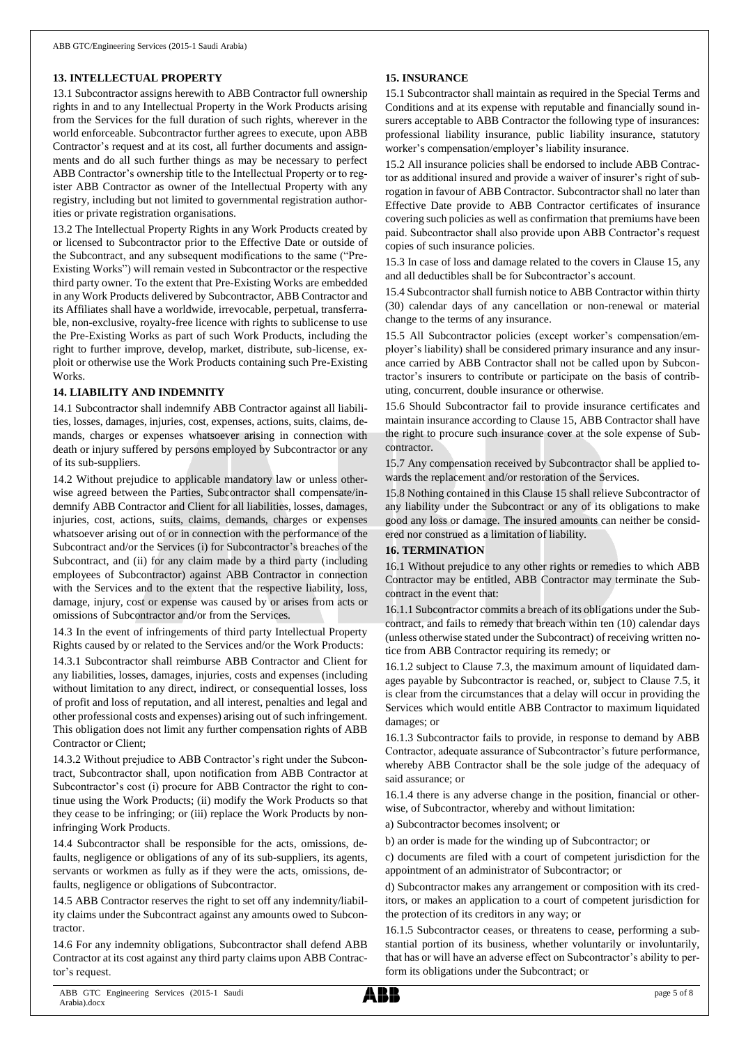## 13. INTELLECTUAL PROPERTY

13.1 Subcontractor assigns herewith to ABB Contractor full ownership rights in and to any Intellectual Property in the Work Products arising from the Services for the full duration of such rights, wherever in the world enforceable. Subcontractor further agrees to execute, upon ABB Contractor's request and at its cost, all further documents and assignments and do all such further things as may be necessary to perfect ABB Contractor's ownership title to the Intellectual Property or to register ABB Contractor as owner of the Intellectual Property with any registry, including but not limited to governmental registration authorities or private registration organisations.

13.2 The Intellectual Property Rights in any Work Products created by or licensed to Subcontractor prior to the Effective Date or outside of the Subcontract, and any subsequent modifications to the same ("Pre-Existing Works") will remain vested in Subcontractor or the respective third party owner. To the extent that Pre-Existing Works are embedded in any Work Products delivered by Subcontractor, ABB Contractor and its Affiliates shall have a worldwide, irrevocable, perpetual, transferrable, non-exclusive, royalty-free licence with rights to sublicense to use the Pre-Existing Works as part of such Work Products, including the right to further improve, develop, market, distribute, sub-license, exploit or otherwise use the Work Products containing such Pre-Existing Works.

## 14. LIABILITY AND INDEMNITY

14.1 Subcontractor shall indemnify ABB Contractor against all liabilities, losses, damages, injuries, cost, expenses, actions, suits, claims, demands, charges or expenses whatsoever arising in connection with death or injury suffered by persons employed by Subcontractor or any of its sub-suppliers.

14.2 Without prejudice to applicable mandatory law or unless otherwise agreed between the Parties, Subcontractor shall compensate/indemnify ABB Contractor and Client for all liabilities, losses, damages, injuries, cost, actions, suits, claims, demands, charges or expenses whatsoever arising out of or in connection with the performance of the Subcontract and/or the Services (i) for Subcontractor's breaches of the Subcontract, and (ii) for any claim made by a third party (including employees of Subcontractor) against ABB Contractor in connection with the Services and to the extent that the respective liability, loss, damage, injury, cost or expense was caused by or arises from acts or omissions of Subcontractor and/or from the Services.

14.3 In the event of infringements of third party Intellectual Property Rights caused by or related to the Services and/or the Work Products:

14.3.1 Subcontractor shall reimburse ABB Contractor and Client for any liabilities, losses, damages, injuries, costs and expenses (including without limitation to any direct, indirect, or consequential losses, loss of profit and loss of reputation, and all interest, penalties and legal and other professional costs and expenses) arising out of such infringement. This obligation does not limit any further compensation rights of ABB Contractor or Client;

14.3.2 Without prejudice to ABB Contractor's right under the Subcontract, Subcontractor shall, upon notification from ABB Contractor at Subcontractor's cost (i) procure for ABB Contractor the right to continue using the Work Products; (ii) modify the Work Products so that they cease to be infringing; or (iii) replace the Work Products by non-infringing Work Products.

14.4 Subcontractor shall be responsible for the acts, omissions, defaults, negligence or obligations of any of its sub-suppliers, its agents, servants or workmen as fully as if they were the acts, omissions, defaults, negligence or obligations of Subcontractor.

14.5 ABB Contractor reserves the right to set off any indemnity/liability claims under the Subcontract against any amounts owed to Subcontractor.

14.6 For any indemnity obligations, Subcontractor shall defend ABB Contractor at its cost against any third party claims upon ABB Contractor's request.

## 15. INSURANCE

15.1 Subcontractor shall maintain as required in the Special Terms and Conditions and at its expense with reputable and financially sound insurers acceptable to ABB Contractor the following type of insurances: professional liability insurance, public liability insurance, statutory worker's compensation/employer's liability insurance.

15.2 All insurance policies shall be endorsed to include ABB Contractor as additional insured and provide a waiver of insurer's right of subrogation in favour of ABB Contractor. Subcontractor shall no later than Effective Date provide to ABB Contractor certificates of insurance covering such policies as well as confirmation that premiums have been paid. Subcontractor shall also provide upon ABB Contractor's request copies of such insurance policies.

15.3 In case of loss and damage related to the covers in Clause 15, any and all deductibles shall be for Subcontractor's account.

15.4 Subcontractor shall furnish notice to ABB Contractor within thirty (30) calendar days of any cancellation or non-renewal or material change to the terms of any insurance.

15.5 All Subcontractor policies (except worker's compensation/employer's liability) shall be considered primary insurance and any insurance carried by ABB Contractor shall not be called upon by Subcontractor's insurers to contribute or participate on the basis of contributing, concurrent, double insurance or otherwise.

15.6 Should Subcontractor fail to provide insurance certificates and maintain insurance according to Clause 15, ABB Contractor shall have the right to procure such insurance cover at the sole expense of Subcontractor.

15.7 Any compensation received by Subcontractor shall be applied towards the replacement and/or restoration of the Services.

15.8 Nothing contained in this Clause 15 shall relieve Subcontractor of any liability under the Subcontract or any of its obligations to make good any loss or damage. The insured amounts can neither be considered nor construed as a limitation of liability.

## 16. TERMINATION

16.1 Without prejudice to any other rights or remedies to which ABB Contractor may be entitled, ABB Contractor may terminate the Subcontract in the event that:

16.1.1 Subcontractor commits a breach of its obligations under the Subcontract, and fails to remedy that breach within ten (10) calendar days (unless otherwise stated under the Subcontract) of receiving written notice from ABB Contractor requiring its remedy; or

16.1.2 subject to Clause 7.3, the maximum amount of liquidated damages payable by Subcontractor is reached, or, subject to Clause 7.5, it is clear from the circumstances that a delay will occur in providing the Services which would entitle ABB Contractor to maximum liquidated damages; or

16.1.3 Subcontractor fails to provide, in response to demand by ABB Contractor, adequate assurance of Subcontractor's future performance, whereby ABB Contractor shall be the sole judge of the adequacy of said assurance; or

16.1.4 there is any adverse change in the position, financial or otherwise, of Subcontractor, whereby and without limitation:

a) Subcontractor becomes insolvent; or

b) an order is made for the winding up of Subcontractor; or

c) documents are filed with a court of competent jurisdiction for the appointment of an administrator of Subcontractor; or

d) Subcontractor makes any arrangement or composition with its creditors, or makes an application to a court of competent jurisdiction for the protection of its creditors in any way; or

16.1.5 Subcontractor ceases, or threatens to cease, performing a substantial portion of its business, whether voluntarily or involuntarily, that has or will have an adverse effect on Subcontractor's ability to perform its obligations under the Subcontract; or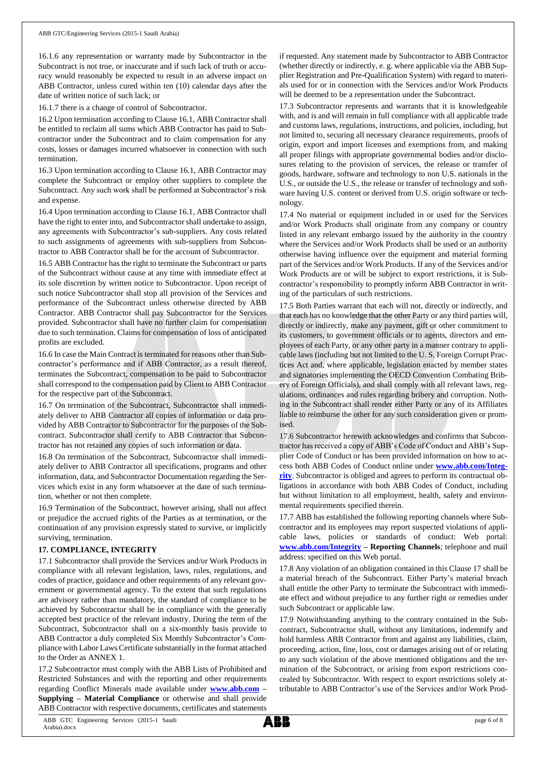16.1.6 any representation or warranty made by Subcontractor in the Subcontract is not true, or inaccurate and if such lack of truth or accuracy would reasonably be expected to result in an adverse impact on ABB Contractor, unless cured within ten (10) calendar days after the date of written notice of such lack; or

16.1.7 there is a change of control of Subcontractor.

16.2 Upon termination according to Clause 16.1, ABB Contractor shall be entitled to reclaim all sums which ABB Contractor has paid to Subcontractor under the Subcontract and to claim compensation for any costs, losses or damages incurred whatsoever in connection with such termination.

16.3 Upon termination according to Clause 16.1, ABB Contractor may complete the Subcontract or employ other suppliers to complete the Subcontract. Any such work shall be performed at Subcontractor's risk and expense.

16.4 Upon termination according to Clause 16.1, ABB Contractor shall have the right to enter into, and Subcontractor shall undertake to assign, any agreements with Subcontractor's sub-suppliers. Any costs related to such assignments of agreements with sub-suppliers from Subcontractor to ABB Contractor shall be for the account of Subcontractor.

16.5 ABB Contractor has the right to terminate the Subcontract or parts of the Subcontract without cause at any time with immediate effect at its sole discretion by written notice to Subcontractor. Upon receipt of such notice Subcontractor shall stop all provision of the Services and performance of the Subcontract unless otherwise directed by ABB Contractor. ABB Contractor shall pay Subcontractor for the Services provided. Subcontractor shall have no further claim for compensation due to such termination. Claims for compensation of loss of anticipated profits are excluded.

16.6 In case the Main Contract is terminated for reasons other than Subcontractor's performance and if ABB Contractor, as a result thereof, terminates the Subcontract, compensation to be paid to Subcontractor shall correspond to the compensation paid by Client to ABB Contractor for the respective part of the Subcontract.

16.7 On termination of the Subcontract, Subcontractor shall immediately deliver to ABB Contractor all copies of information or data provided by ABB Contractor to Subcontractor for the purposes of the Subcontract. Subcontractor shall certify to ABB Contractor that Subcontractor has not retained any copies of such information or data.

16.8 On termination of the Subcontract, Subcontractor shall immediately deliver to ABB Contractor all specifications, programs and other information, data, and Subcontractor Documentation regarding the Services which exist in any form whatsoever at the date of such termination, whether or not then complete.

16.9 Termination of the Subcontract, however arising, shall not affect or prejudice the accrued rights of the Parties as at termination, or the continuation of any provision expressly stated to survive, or implicitly surviving, termination.

**17. COMPLIANCE, INTEGRITY**

17.1 Subcontractor shall provide the Services and/or Work Products in compliance with all relevant legislation, laws, rules, regulations, and codes of practice, guidance and other requirements of any relevant government or governmental agency. To the extent that such regulations are advisory rather than mandatory, the standard of compliance to be achieved by Subcontractor shall be in compliance with the generally accepted best practice of the relevant industry. During the term of the Subcontract, Subcontractor shall on a six-monthly basis provide to ABB Contractor a duly completed Six Monthly Subcontractor's Compliance with Labor Laws Certificate substantially in the format attached to the Order as ANNEX 1.

17.2 Subcontractor must comply with the ABB Lists of Prohibited and Restricted Substances and with the reporting and other requirements regarding Conflict Minerals made available under **www.abb.com – Supplying – Material Compliance** or otherwise and shall provide ABB Contractor with respective documents, certificates and statements if requested. Any statement made by Subcontractor to ABB Contractor (whether directly or indirectly, e. g. where applicable via the ABB Supplier Registration and Pre-Qualification System) with regard to materials used for or in connection with the Services and/or Work Products will be deemed to be a representation under the Subcontract.

17.3 Subcontractor represents and warrants that it is knowledgeable with, and is and will remain in full compliance with all applicable trade and customs laws, regulations, instructions, and policies, including, but not limited to, securing all necessary clearance requirements, proofs of origin, export and import licenses and exemptions from, and making all proper filings with appropriate governmental bodies and/or disclosures relating to the provision of services, the release or transfer of goods, hardware, software and technology to non U.S. nationals in the U.S., or outside the U.S., the release or transfer of technology and software having U.S. content or derived from U.S. origin software or technology.

17.4 No material or equipment included in or used for the Services and/or Work Products shall originate from any company or country listed in any relevant embargo issued by the authority in the country where the Services and/or Work Products shall be used or an authority otherwise having influence over the equipment and material forming part of the Services and/or Work Products. If any of the Services and/or Work Products are or will be subject to export restrictions, it is Subcontractor's responsibility to promptly inform ABB Contractor in writing of the particulars of such restrictions.

17.5 Both Parties warrant that each will not, directly or indirectly, and that each has no knowledge that the other Party or any third parties will, directly or indirectly, make any payment, gift or other commitment to its customers, to government officials or to agents, directors and employees of each Party, or any other party in a manner contrary to applicable laws (including but not limited to the U. S. Foreign Corrupt Practices Act and, where applicable, legislation enacted by member states and signatories implementing the OECD Convention Combating Bribery of Foreign Officials), and shall comply with all relevant laws, regulations, ordinances and rules regarding bribery and corruption. Nothing in the Subcontract shall render either Party or any of its Affiliates liable to reimburse the other for any such consideration given or promised.

17.6 Subcontractor herewith acknowledges and confirms that Subcontractor has received a copy of ABB's Code of Conduct and ABB's Supplier Code of Conduct or has been provided information on how to access both ABB Codes of Conduct online under **www.abb.com/Integrity**. Subcontractor is obliged and agrees to perform its contractual obligations in accordance with both ABB Codes of Conduct, including but without limitation to all employment, health, safety and environmental requirements specified therein.

17.7 ABB has established the following reporting channels where Subcontractor and its employees may report suspected violations of applicable laws, policies or standards of conduct: Web portal: **www.abb.com/Integrity – Reporting Channels**; telephone and mail address: specified on this Web portal.

17.8 Any violation of an obligation contained in this Clause 17 shall be a material breach of the Subcontract. Either Party's material breach shall entitle the other Party to terminate the Subcontract with immediate effect and without prejudice to any further right or remedies under such Subcontract or applicable law.

17.9 Notwithstanding anything to the contrary contained in the Subcontract, Subcontractor shall, without any limitations, indemnify and hold harmless ABB Contractor from and against any liabilities, claim, proceeding, action, fine, loss, cost or damages arising out of or relating to any such violation of the above mentioned obligations and the termination of the Subcontract, or arising from export restrictions concealed by Subcontractor. With respect to export restrictions solely attributable to ABB Contractor's use of the Services and/or Work Prod-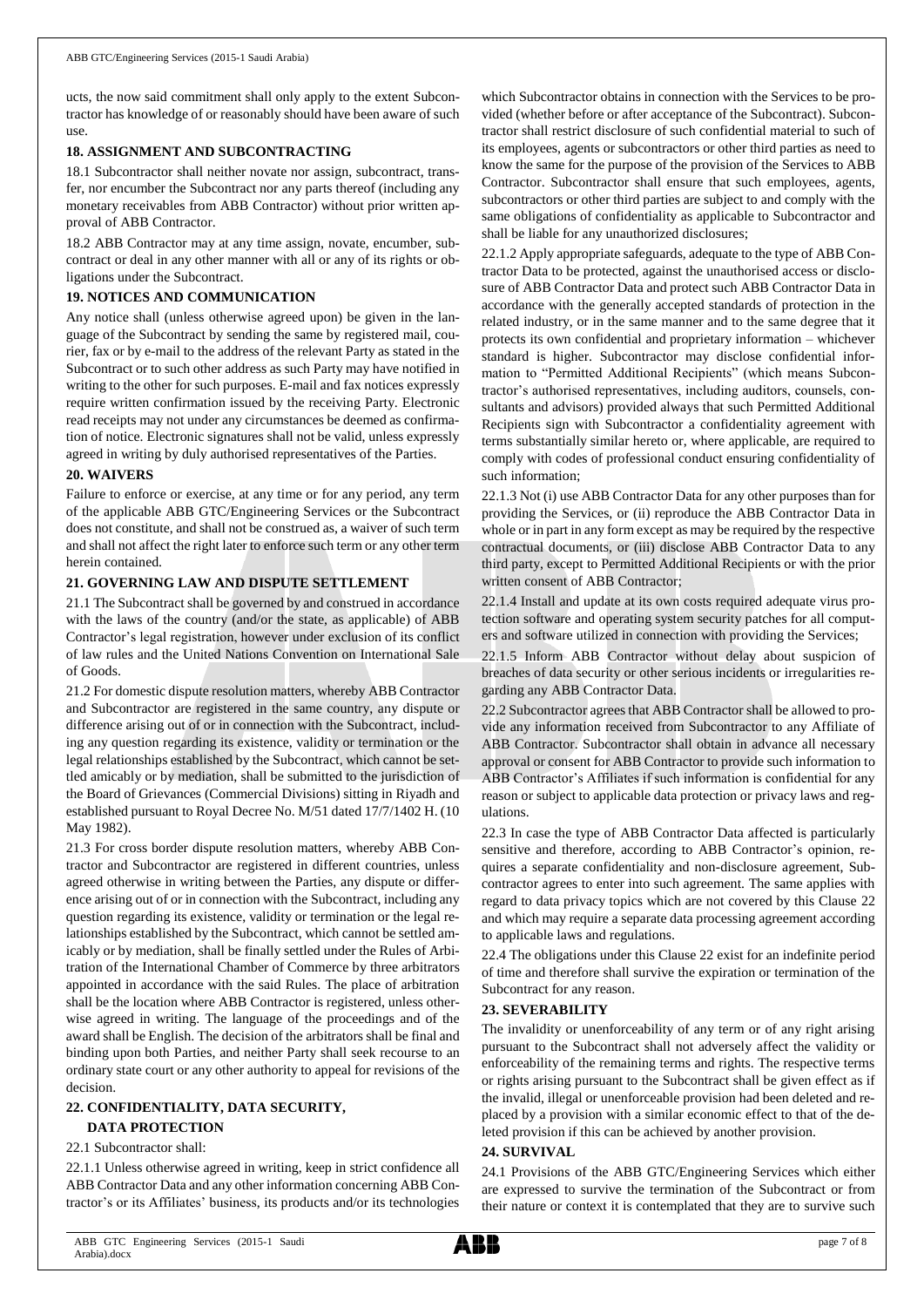ucts, the now said commitment shall only apply to the extent Subcontractor has knowledge of or reasonably should have been aware of such use.

## 18. ASSIGNMENT AND SUBCONTRACTING

18.1 Subcontractor shall neither novate nor assign, subcontract, transfer, nor encumber the Subcontract nor any parts thereof (including any monetary receivables from ABB Contractor) without prior written approval of ABB Contractor.

18.2 ABB Contractor may at any time assign, novate, encumber, subcontract or deal in any other manner with all or any of its rights or obligations under the Subcontract.

## 19. NOTICES AND COMMUNICATION

Any notice shall (unless otherwise agreed upon) be given in the language of the Subcontract by sending the same by registered mail, courier, fax or by e-mail to the address of the relevant Party as stated in the Subcontract or to such other address as such Party may have notified in writing to the other for such purposes. E-mail and fax notices expressly require written confirmation issued by the receiving Party. Electronic read receipts may not under any circumstances be deemed as confirmation of notice. Electronic signatures shall not be valid, unless expressly agreed in writing by duly authorised representatives of the Parties.

## 20. WAIVERS

Failure to enforce or exercise, at any time or for any period, any term of the applicable ABB GTC/Engineering Services or the Subcontract does not constitute, and shall not be construed as, a waiver of such term and shall not affect the right later to enforce such term or any other term herein contained.

## 21. GOVERNING LAW AND DISPUTE SETTLEMENT

21.1 The Subcontract shall be governed by and construed in accordance with the laws of the country (and/or the state, as applicable) of ABB Contractor's legal registration, however under exclusion of its conflict of law rules and the United Nations Convention on International Sale of Goods.

21.2 For domestic dispute resolution matters, whereby ABB Contractor and Subcontractor are registered in the same country, any dispute or difference arising out of or in connection with the Subcontract, including any question regarding its existence, validity or termination or the legal relationships established by the Subcontract, which cannot be settled amicably or by mediation, shall be submitted to the jurisdiction of the Board of Grievances (Commercial Divisions) sitting in Riyadh and established pursuant to Royal Decree No. M/51 dated 17/7/1402 H. (10 May 1982).

21.3 For cross border dispute resolution matters, whereby ABB Contractor and Subcontractor are registered in different countries, unless agreed otherwise in writing between the Parties, any dispute or difference arising out of or in connection with the Subcontract, including any question regarding its existence, validity or termination or the legal relationships established by the Subcontract, which cannot be settled amicably or by mediation, shall be finally settled under the Rules of Arbitration of the International Chamber of Commerce by three arbitrators appointed in accordance with the said Rules. The place of arbitration shall be the location where ABB Contractor is registered, unless otherwise agreed in writing. The language of the proceedings and of the award shall be English. The decision of the arbitrators shall be final and binding upon both Parties, and neither Party shall seek recourse to an ordinary state court or any other authority to appeal for revisions of the decision.

## 22. CONFIDENTIALITY, DATA SECURITY, DATA PROTECTION

22.1 Subcontractor shall:

22.1.1 Unless otherwise agreed in writing, keep in strict confidence all ABB Contractor Data and any other information concerning ABB Contractor's or its Affiliates' business, its products and/or its technologies which Subcontractor obtains in connection with the Services to be provided (whether before or after acceptance of the Subcontract). Subcontractor shall restrict disclosure of such confidential material to such of its employees, agents or subcontractors or other third parties as need to know the same for the purpose of the provision of the Services to ABB Contractor. Subcontractor shall ensure that such employees, agents, subcontractors or other third parties are subject to and comply with the same obligations of confidentiality as applicable to Subcontractor and shall be liable for any unauthorized disclosures;

22.1.2 Apply appropriate safeguards, adequate to the type of ABB Contractor Data to be protected, against the unauthorised access or disclosure of ABB Contractor Data and protect such ABB Contractor Data in accordance with the generally accepted standards of protection in the related industry, or in the same manner and to the same degree that it protects its own confidential and proprietary information – whichever standard is higher. Subcontractor may disclose confidential information to "Permitted Additional Recipients" (which means Subcontractor's authorised representatives, including auditors, counsels, consultants and advisors) provided always that such Permitted Additional Recipients sign with Subcontractor a confidentiality agreement with terms substantially similar hereto or, where applicable, are required to comply with codes of professional conduct ensuring confidentiality of such information;

22.1.3 Not (i) use ABB Contractor Data for any other purposes than for providing the Services, or (ii) reproduce the ABB Contractor Data in whole or in part in any form except as may be required by the respective contractual documents, or (iii) disclose ABB Contractor Data to any third party, except to Permitted Additional Recipients or with the prior written consent of ABB Contractor;

22.1.4 Install and update at its own costs required adequate virus protection software and operating system security patches for all computers and software utilized in connection with providing the Services;

22.1.5 Inform ABB Contractor without delay about suspicion of breaches of data security or other serious incidents or irregularities regarding any ABB Contractor Data.

22.2 Subcontractor agrees that ABB Contractor shall be allowed to provide any information received from Subcontractor to any Affiliate of ABB Contractor. Subcontractor shall obtain in advance all necessary approval or consent for ABB Contractor to provide such information to ABB Contractor's Affiliates if such information is confidential for any reason or subject to applicable data protection or privacy laws and regulations.

22.3 In case the type of ABB Contractor Data affected is particularly sensitive and therefore, according to ABB Contractor's opinion, requires a separate confidentiality and non-disclosure agreement, Subcontractor agrees to enter into such agreement. The same applies with regard to data privacy topics which are not covered by this Clause 22 and which may require a separate data processing agreement according to applicable laws and regulations.

22.4 The obligations under this Clause 22 exist for an indefinite period of time and therefore shall survive the expiration or termination of the Subcontract for any reason.

## 23. SEVERABILITY

The invalidity or unenforceability of any term or of any right arising pursuant to the Subcontract shall not adversely affect the validity or enforceability of the remaining terms and rights. The respective terms or rights arising pursuant to the Subcontract shall be given effect as if the invalid, illegal or unenforceable provision had been deleted and replaced by a provision with a similar economic effect to that of the deleted provision if this can be achieved by another provision.

## 24. SURVIVAL

24.1 Provisions of the ABB GTC/Engineering Services which either are expressed to survive the termination of the Subcontract or from their nature or context it is contemplated that they are to survive such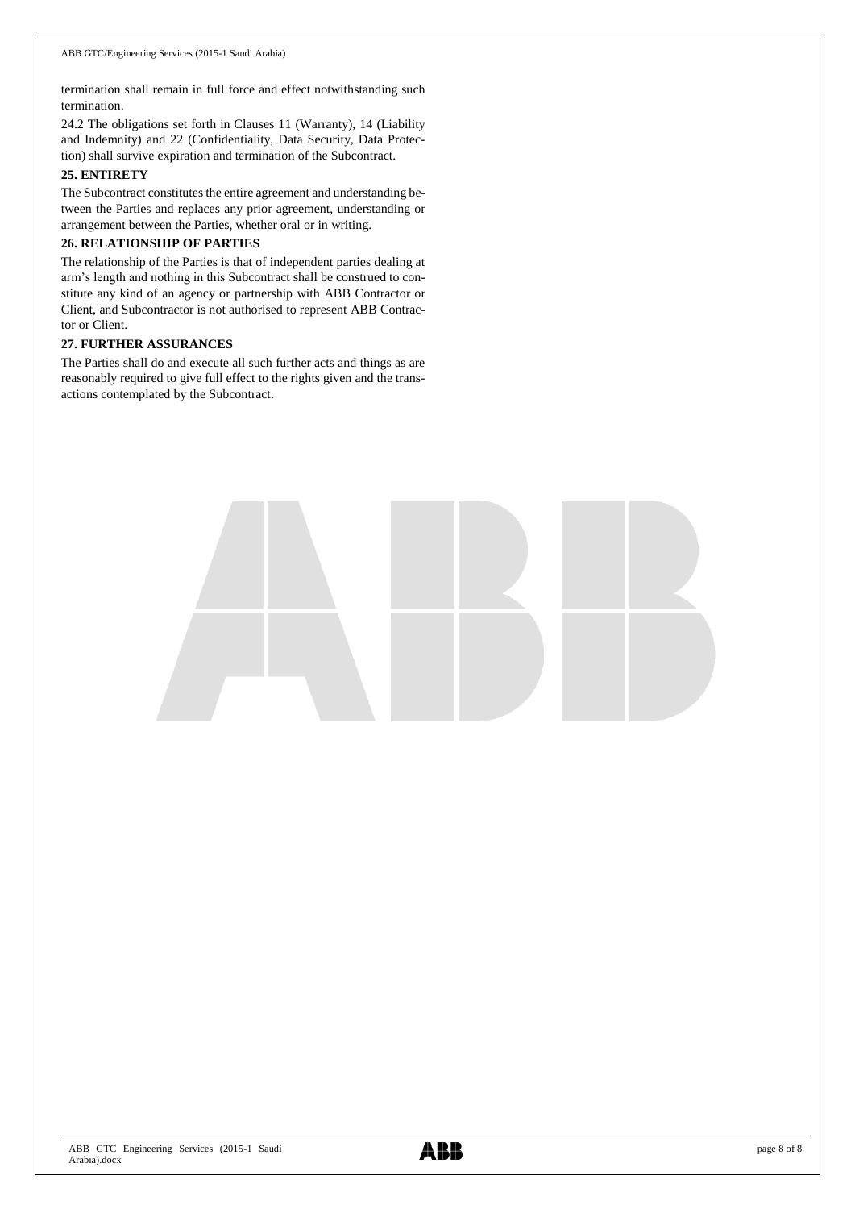termination shall remain in full force and effect notwithstanding such termination.

24.2 The obligations set forth in Clauses 11 (Warranty), 14 (Liability and Indemnity) and 22 (Confidentiality, Data Security, Data Protection) shall survive expiration and termination of the Subcontract.

## 25. ENTIRETY

The Subcontract constitutes the entire agreement and understanding between the Parties and replaces any prior agreement, understanding or arrangement between the Parties, whether oral or in writing.

## 26. RELATIONSHIP OF PARTIES

The relationship of the Parties is that of independent parties dealing at arm's length and nothing in this Subcontract shall be construed to constitute any kind of an agency or partnership with ABB Contractor or Client, and Subcontractor is not authorised to represent ABB Contractor or Client.

## 27. FURTHER ASSURANCES

The Parties shall do and execute all such further acts and things as are reasonably required to give full effect to the rights given and the transactions contemplated by the Subcontract.